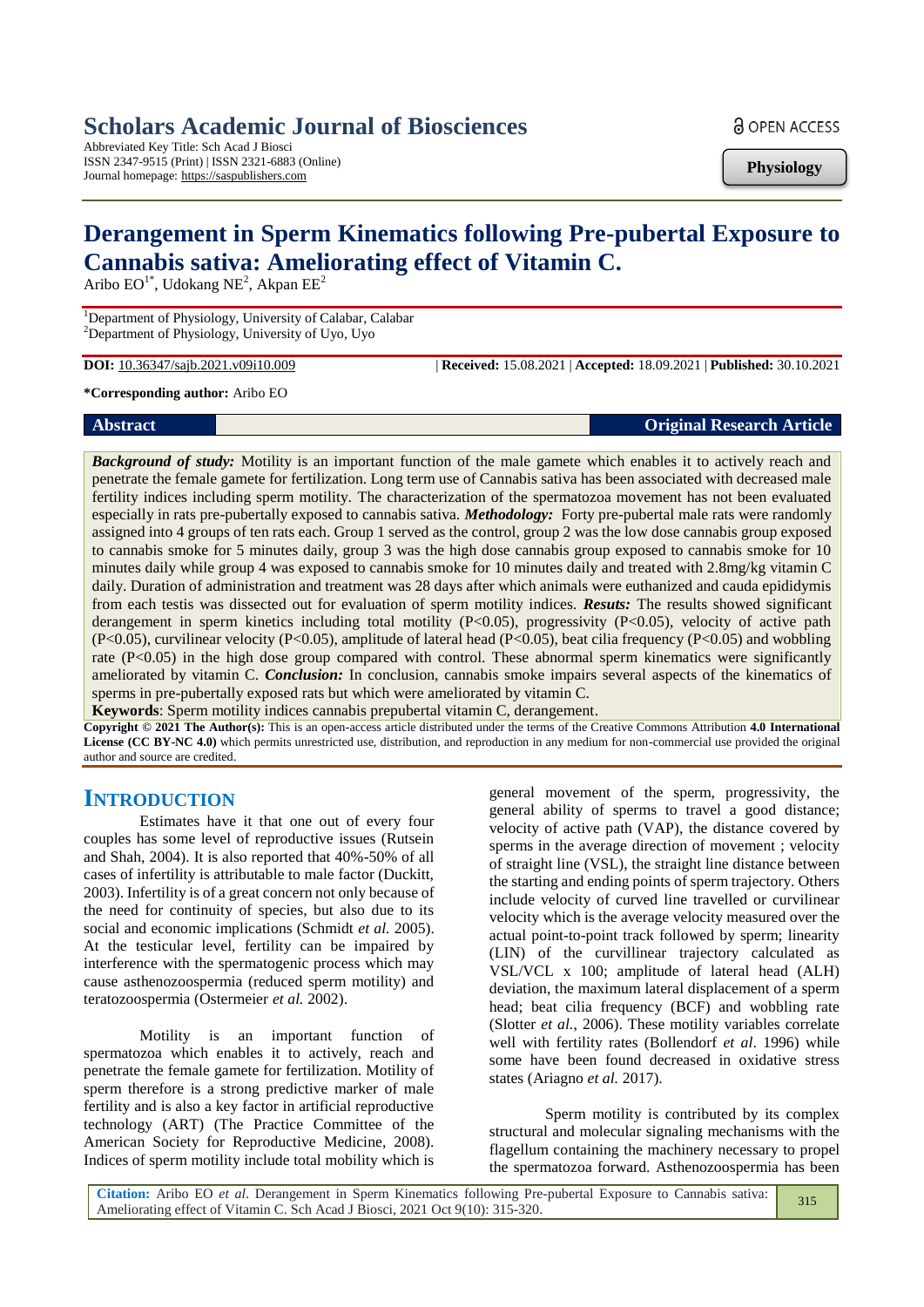# Scholars Academic Journal of Biosciences

Abbreviated Key Title: Sch Acad J Biosci
ISSN 2347-9515 (Print) | ISSN 2321-6883 (Online)
Journal homepage: https://saspublishers.com

OPEN ACCESS

**Physiology**

# Derangement in Sperm Kinematics following Pre-pubertal Exposure to Cannabis sativa: Ameliorating effect of Vitamin C.

Aribo EO[1*], Udokang NE[2], Akpan EE[2]

[1]Department of Physiology, University of Calabar, Calabar
[2]Department of Physiology, University of Uyo, Uyo

**DOI:** 10.36347/sajb.2021.v09i10.009 | **Received:** 15.08.2021 | **Accepted:** 18.09.2021 | **Published:** 30.10.2021

**\*Corresponding author:** Aribo EO

**Abstract** **Original Research Article**

***Background of study:*** Motility is an important function of the male gamete which enables it to actively reach and penetrate the female gamete for fertilization. Long term use of Cannabis sativa has been associated with decreased male fertility indices including sperm motility. The characterization of the spermatozoa movement has not been evaluated especially in rats pre-pubertally exposed to cannabis sativa. ***Methodology:*** Forty pre-pubertal male rats were randomly assigned into 4 groups of ten rats each. Group 1 served as the control, group 2 was the low dose cannabis group exposed to cannabis smoke for 5 minutes daily, group 3 was the high dose cannabis group exposed to cannabis smoke for 10 minutes daily while group 4 was exposed to cannabis smoke for 10 minutes daily and treated with 2.8mg/kg vitamin C daily. Duration of administration and treatment was 28 days after which animals were euthanized and cauda epididymis from each testis was dissected out for evaluation of sperm motility indices. ***Resuts:*** The results showed significant derangement in sperm kinetics including total motility ($P<0.05$), progressivity ($P<0.05$), velocity of active path ($P<0.05$), curvilinear velocity ($P<0.05$), amplitude of lateral head ($P<0.05$), beat cilia frequency ($P<0.05$) and wobbling rate ($P<0.05$) in the high dose group compared with control. These abnormal sperm kinematics were significantly ameliorated by vitamin C. ***Conclusion:*** In conclusion, cannabis smoke impairs several aspects of the kinematics of sperms in pre-pubertally exposed rats but which were ameliorated by vitamin C.

**Keywords**: Sperm motility indices cannabis prepubertal vitamin C, derangement.

**Copyright © 2021 The Author(s):** This is an open-access article distributed under the terms of the Creative Commons Attribution **4.0 International License (CC BY-NC 4.0)** which permits unrestricted use, distribution, and reproduction in any medium for non-commercial use provided the original author and source are credited.

## INTRODUCTION

Estimates have it that one out of every four couples has some level of reproductive issues (Rutsein and Shah, 2004). It is also reported that 40%-50% of all cases of infertility is attributable to male factor (Duckitt, 2003). Infertility is of a great concern not only because of the need for continuity of species, but also due to its social and economic implications (Schmidt *et al.* 2005). At the testicular level, fertility can be impaired by interference with the spermatogenic process which may cause asthenozoospermia (reduced sperm motility) and teratozoospermia (Ostermeier *et al.* 2002).

Motility is an important function of spermatozoa which enables it to actively, reach and penetrate the female gamete for fertilization. Motility of sperm therefore is a strong predictive marker of male fertility and is also a key factor in artificial reproductive technology (ART) (The Practice Committee of the American Society for Reproductive Medicine, 2008). Indices of sperm motility include total mobility which is general movement of the sperm, progressivity, the general ability of sperms to travel a good distance; velocity of active path (VAP), the distance covered by sperms in the average direction of movement ; velocity of straight line (VSL), the straight line distance between the starting and ending points of sperm trajectory. Others include velocity of curved line travelled or curvilinear velocity which is the average velocity measured over the actual point-to-point track followed by sperm; linearity (LIN) of the curvillinear trajectory calculated as VSL/VCL x 100; amplitude of lateral head (ALH) deviation, the maximum lateral displacement of a sperm head; beat cilia frequency (BCF) and wobbling rate (Slotter *et al.*, 2006). These motility variables correlate well with fertility rates (Bollendorf *et al.* 1996) while some have been found decreased in oxidative stress states (Ariagno *et al.* 2017).

Sperm motility is contributed by its complex structural and molecular signaling mechanisms with the flagellum containing the machinery necessary to propel the spermatozoa forward. Asthenozoospermia has been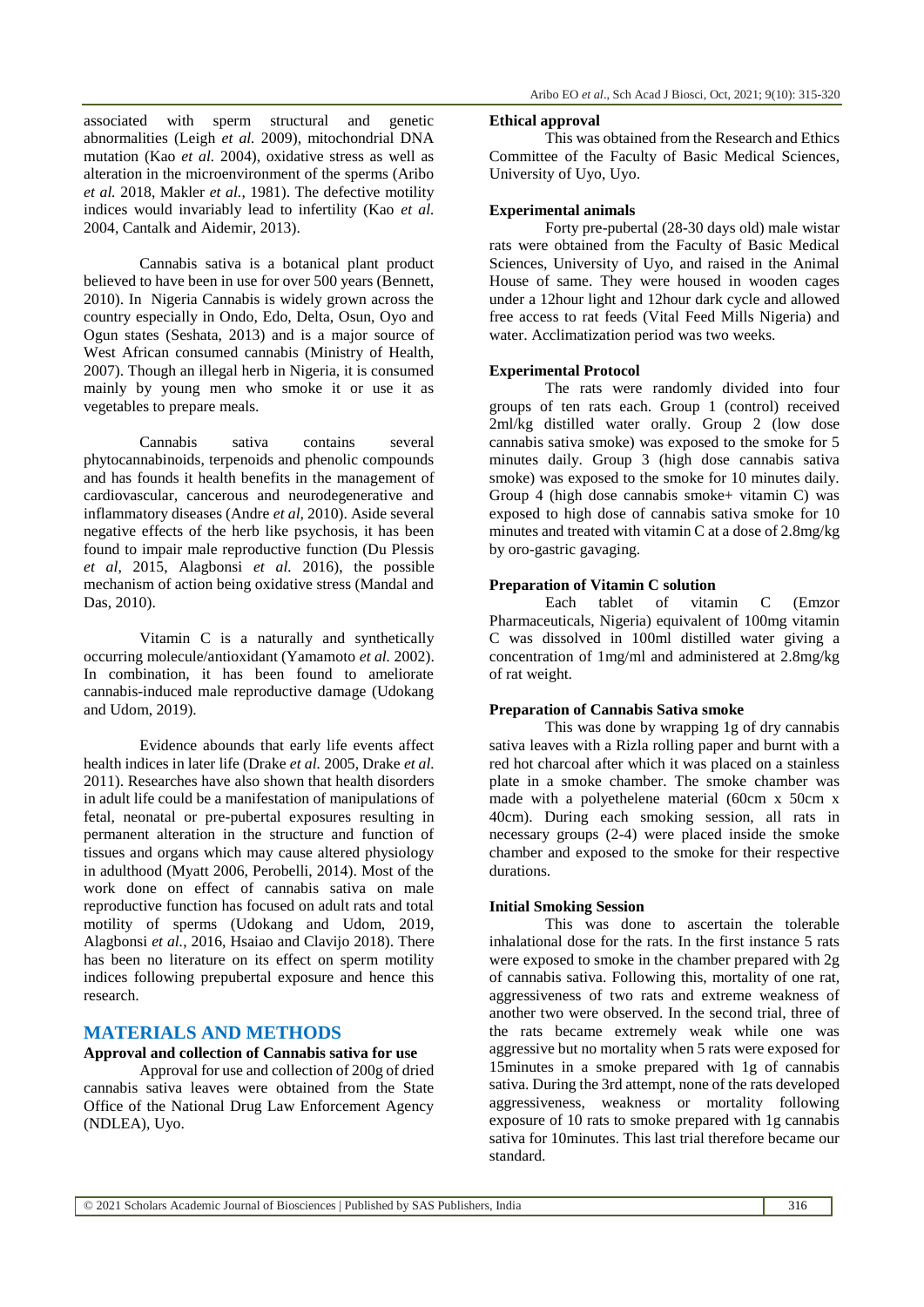associated with sperm structural and genetic abnormalities (Leigh *et al.* 2009), mitochondrial DNA mutation (Kao *et al.* 2004), oxidative stress as well as alteration in the microenvironment of the sperms (Aribo *et al.* 2018, Makler *et al.*, 1981). The defective motility indices would invariably lead to infertility (Kao *et al.* 2004, Cantalk and Aidemir, 2013).

Cannabis sativa is a botanical plant product believed to have been in use for over 500 years (Bennett, 2010). In Nigeria Cannabis is widely grown across the country especially in Ondo, Edo, Delta, Osun, Oyo and Ogun states (Seshata, 2013) and is a major source of West African consumed cannabis (Ministry of Health, 2007). Though an illegal herb in Nigeria, it is consumed mainly by young men who smoke it or use it as vegetables to prepare meals.

Cannabis sativa contains several phytocannabinoids, terpenoids and phenolic compounds and has founds it health benefits in the management of cardiovascular, cancerous and neurodegenerative and inflammatory diseases (Andre *et al*, 2010). Aside several negative effects of the herb like psychosis, it has been found to impair male reproductive function (Du Plessis *et al*, 2015, Alagbonsi *et al.* 2016), the possible mechanism of action being oxidative stress (Mandal and Das, 2010).

Vitamin C is a naturally and synthetically occurring molecule/antioxidant (Yamamoto *et al.* 2002). In combination, it has been found to ameliorate cannabis-induced male reproductive damage (Udokang and Udom, 2019).

Evidence abounds that early life events affect health indices in later life (Drake *et al.* 2005, Drake *et al.* 2011). Researches have also shown that health disorders in adult life could be a manifestation of manipulations of fetal, neonatal or pre-pubertal exposures resulting in permanent alteration in the structure and function of tissues and organs which may cause altered physiology in adulthood (Myatt 2006, Perobelli, 2014). Most of the work done on effect of cannabis sativa on male reproductive function has focused on adult rats and total motility of sperms (Udokang and Udom, 2019, Alagbonsi *et al.*, 2016, Hsaiao and Clavijo 2018). There has been no literature on its effect on sperm motility indices following prepubertal exposure and hence this research.

## MATERIALS AND METHODS

### Approval and collection of Cannabis sativa for use

Approval for use and collection of 200g of dried cannabis sativa leaves were obtained from the State Office of the National Drug Law Enforcement Agency (NDLEA), Uyo.

### Ethical approval

This was obtained from the Research and Ethics Committee of the Faculty of Basic Medical Sciences, University of Uyo, Uyo.

### Experimental animals

Forty pre-pubertal (28-30 days old) male wistar rats were obtained from the Faculty of Basic Medical Sciences, University of Uyo, and raised in the Animal House of same. They were housed in wooden cages under a 12hour light and 12hour dark cycle and allowed free access to rat feeds (Vital Feed Mills Nigeria) and water. Acclimatization period was two weeks.

### Experimental Protocol

The rats were randomly divided into four groups of ten rats each. Group 1 (control) received 2ml/kg distilled water orally. Group 2 (low dose cannabis sativa smoke) was exposed to the smoke for 5 minutes daily. Group 3 (high dose cannabis sativa smoke) was exposed to the smoke for 10 minutes daily. Group 4 (high dose cannabis smoke+ vitamin C) was exposed to high dose of cannabis sativa smoke for 10 minutes and treated with vitamin C at a dose of 2.8mg/kg by oro-gastric gavaging.

### Preparation of Vitamin C solution

Each tablet of vitamin C (Emzor Pharmaceuticals, Nigeria) equivalent of 100mg vitamin C was dissolved in 100ml distilled water giving a concentration of 1mg/ml and administered at 2.8mg/kg of rat weight.

### Preparation of Cannabis Sativa smoke

This was done by wrapping 1g of dry cannabis sativa leaves with a Rizla rolling paper and burnt with a red hot charcoal after which it was placed on a stainless plate in a smoke chamber. The smoke chamber was made with a polyethelene material (60cm x 50cm x 40cm). During each smoking session, all rats in necessary groups (2-4) were placed inside the smoke chamber and exposed to the smoke for their respective durations.

### Initial Smoking Session

This was done to ascertain the tolerable inhalational dose for the rats. In the first instance 5 rats were exposed to smoke in the chamber prepared with 2g of cannabis sativa. Following this, mortality of one rat, aggressiveness of two rats and extreme weakness of another two were observed. In the second trial, three of the rats became extremely weak while one was aggressive but no mortality when 5 rats were exposed for 15minutes in a smoke prepared with 1g of cannabis sativa. During the 3rd attempt, none of the rats developed aggressiveness, weakness or mortality following exposure of 10 rats to smoke prepared with 1g cannabis sativa for 10minutes. This last trial therefore became our standard.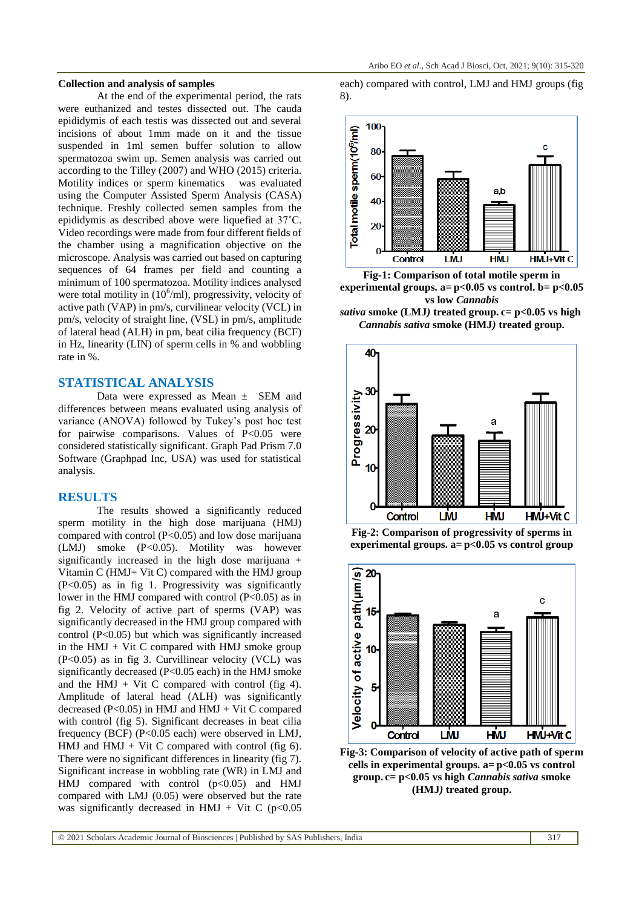### Collection and analysis of samples

At the end of the experimental period, the rats were euthanized and testes dissected out. The cauda epididymis of each testis was dissected out and several incisions of about 1mm made on it and the tissue suspended in 1ml semen buffer solution to allow spermatozoa swim up. Semen analysis was carried out according to the Tilley (2007) and WHO (2015) criteria. Motility indices or sperm kinematics was evaluated using the Computer Assisted Sperm Analysis (CASA) technique. Freshly collected semen samples from the epididymis as described above were liquefied at 37˚C. Video recordings were made from four different fields of the chamber using a magnification objective on the microscope. Analysis was carried out based on capturing sequences of 64 frames per field and counting a minimum of 100 spermatozoa. Motility indices analysed were total motility in ($10^6$/ml), progressivity, velocity of active path (VAP) in pm/s, curvilinear velocity (VCL) in pm/s, velocity of straight line, (VSL) in pm/s, amplitude of lateral head (ALH) in pm, beat cilia frequency (BCF) in Hz, linearity (LIN) of sperm cells in % and wobbling rate in %.

## STATISTICAL ANALYSIS

Data were expressed as Mean ± SEM and differences between means evaluated using analysis of variance (ANOVA) followed by Tukey's post hoc test for pairwise comparisons. Values of $P<0.05$ were considered statistically significant. Graph Pad Prism 7.0 Software (Graphpad Inc, USA) was used for statistical analysis.

## RESULTS

The results showed a significantly reduced sperm motility in the high dose marijuana (HMJ) compared with control ($P<0.05$) and low dose marijuana (LMJ) smoke ($P<0.05$). Motility was however significantly increased in the high dose marijuana + Vitamin C (HMJ+ Vit C) compared with the HMJ group ($P<0.05$) as in fig 1. Progressivity was significantly lower in the HMJ compared with control ($P<0.05$) as in fig 2. Velocity of active part of sperms (VAP) was significantly decreased in the HMJ group compared with control ($P<0.05$) but which was significantly increased in the HMJ + Vit C compared with HMJ smoke group ($P<0.05$) as in fig 3. Curvillinear velocity (VCL) was significantly decreased ($P<0.05$ each) in the HMJ smoke and the HMJ + Vit C compared with control (fig 4). Amplitude of lateral head (ALH) was significantly decreased ($P<0.05$) in HMJ and HMJ + Vit C compared with control (fig 5). Significant decreases in beat cilia frequency (BCF) ($P<0.05$ each) were observed in LMJ, HMJ and HMJ + Vit C compared with control (fig 6). There were no significant differences in linearity (fig 7). Significant increase in wobbling rate (WR) in LMJ and HMJ compared with control ($p<0.05$) and HMJ compared with LMJ (0.05) were observed but the rate was significantly decreased in HMJ + Vit C ($p<0.05$ each) compared with control, LMJ and HMJ groups (fig 8).

**Fig-1: Comparison of total motile sperm in experimental groups. a= p<0.05 vs control. b= p<0.05 vs low *Cannabis sativa* smoke (LMJ) treated group. c= p<0.05 vs high *Cannabis sativa* smoke (HMJ) treated group.**

**Fig-2: Comparison of progressivity of sperms in experimental groups. a= p<0.05 vs control group**

**Fig-3: Comparison of velocity of active path of sperm cells in experimental groups. a= p<0.05 vs control group. c= p<0.05 vs high *Cannabis sativa* smoke (HMJ) treated group.**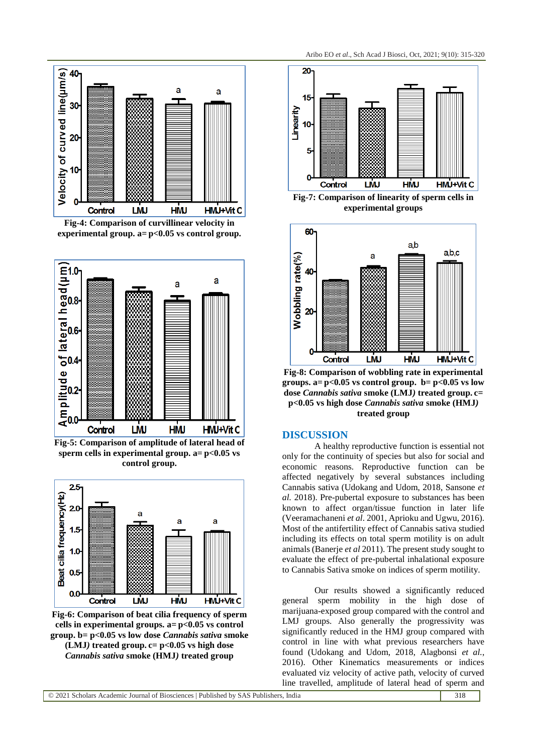Fig-4: Comparison of curvillinear velocity in experimental group. a= $p<0.05$ vs control group.

Fig-5: Comparison of amplitude of lateral head of sperm cells in experimental group. a= $p<0.05$ vs control group.

Fig-6: Comparison of beat cilia frequency of sperm cells in experimental groups. a= $p<0.05$ vs control group. b= $p<0.05$ vs low dose *Cannabis sativa* smoke (LMJ) treated group. c= $p<0.05$ vs high dose *Cannabis sativa* smoke (HMJ) treated group

Fig-7: Comparison of linearity of sperm cells in experimental groups

Fig-8: Comparison of wobbling rate in experimental groups. a= $p<0.05$ vs control group. b= $p<0.05$ vs low dose *Cannabis sativa* smoke (LMJ) treated group. c= $p<0.05$ vs high dose *Cannabis sativa* smoke (HMJ) treated group

## DISCUSSION

A healthy reproductive function is essential not only for the continuity of species but also for social and economic reasons. Reproductive function can be affected negatively by several substances including Cannabis sativa (Udokang and Udom, 2018, Sansone *et al.* 2018). Pre-pubertal exposure to substances has been known to affect organ/tissue function in later life (Veeramachaneni *et al*. 2001, Aprioku and Ugwu, 2016). Most of the antifertility effect of Cannabis sativa studied including its effects on total sperm motility is on adult animals (Banerje *et al* 2011). The present study sought to evaluate the effect of pre-pubertal inhalational exposure to Cannabis Sativa smoke on indices of sperm motility.

Our results showed a significantly reduced general sperm mobility in the high dose of marijuana-exposed group compared with the control and LMJ groups. Also generally the progressivity was significantly reduced in the HMJ group compared with control in line with what previous researchers have found (Udokang and Udom, 2018, Alagbonsi *et al.*, 2016). Other Kinematics measurements or indices evaluated viz velocity of active path, velocity of curved line travelled, amplitude of lateral head of sperm and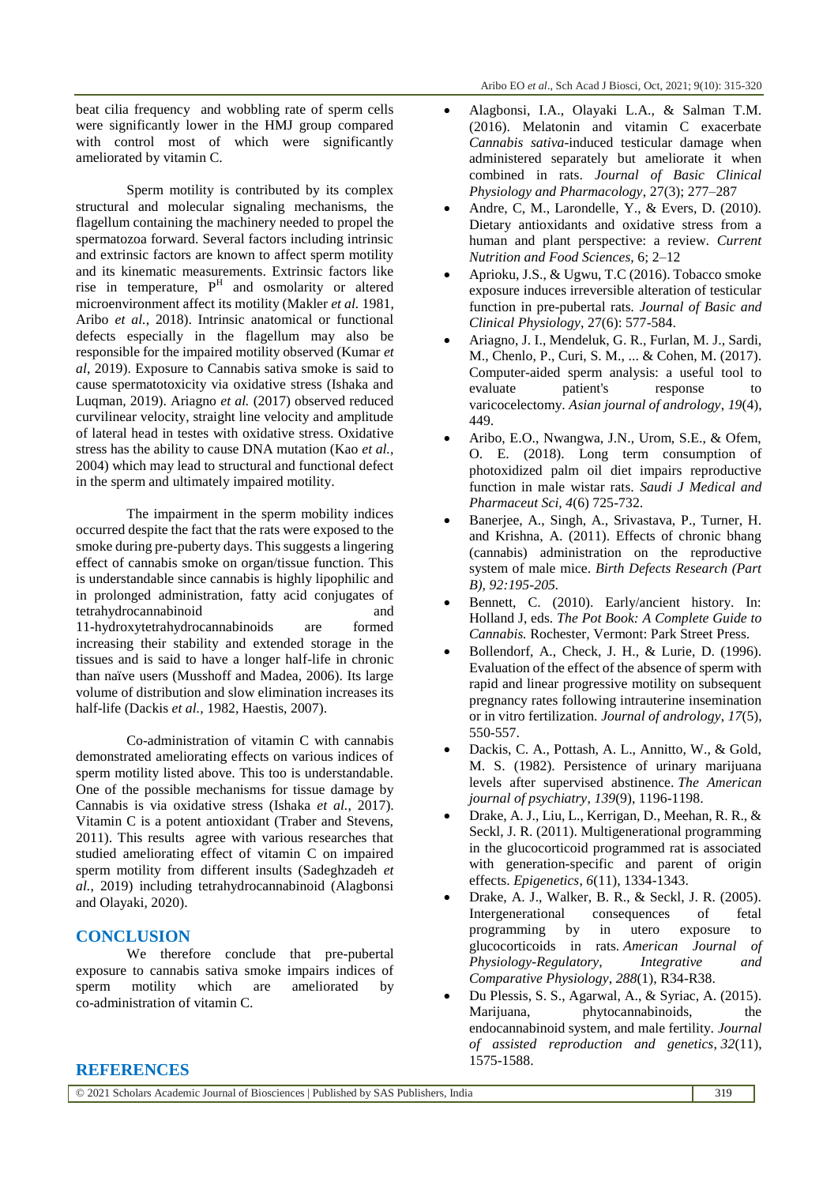beat cilia frequency and wobbling rate of sperm cells were significantly lower in the HMJ group compared with control most of which were significantly ameliorated by vitamin C.

Sperm motility is contributed by its complex structural and molecular signaling mechanisms, the flagellum containing the machinery needed to propel the spermatozoa forward. Several factors including intrinsic and extrinsic factors are known to affect sperm motility and its kinematic measurements. Extrinsic factors like rise in temperature, $P^H$ and osmolarity or altered microenvironment affect its motility (Makler *et al.* 1981, Aribo *et al.*, 2018). Intrinsic anatomical or functional defects especially in the flagellum may also be responsible for the impaired motility observed (Kumar *et al*, 2019). Exposure to Cannabis sativa smoke is said to cause spermatotoxicity via oxidative stress (Ishaka and Luqman, 2019). Ariagno *et al.* (2017) observed reduced curvilinear velocity, straight line velocity and amplitude of lateral head in testes with oxidative stress. Oxidative stress has the ability to cause DNA mutation (Kao *et al.*, 2004) which may lead to structural and functional defect in the sperm and ultimately impaired motility.

The impairment in the sperm mobility indices occurred despite the fact that the rats were exposed to the smoke during pre-puberty days. This suggests a lingering effect of cannabis smoke on organ/tissue function. This is understandable since cannabis is highly lipophilic and in prolonged administration, fatty acid conjugates of tetrahydrocannabinoid and 11-hydroxytetrahydrocannabinoids are formed increasing their stability and extended storage in the tissues and is said to have a longer half-life in chronic than naïve users (Musshoff and Madea, 2006). Its large volume of distribution and slow elimination increases its half-life (Dackis *et al.,* 1982, Haestis, 2007).

Co-administration of vitamin C with cannabis demonstrated ameliorating effects on various indices of sperm motility listed above. This too is understandable. One of the possible mechanisms for tissue damage by Cannabis is via oxidative stress (Ishaka *et al.*, 2017). Vitamin C is a potent antioxidant (Traber and Stevens, 2011). This results agree with various researches that studied ameliorating effect of vitamin C on impaired sperm motility from different insults (Sadeghzadeh *et al.*, 2019) including tetrahydrocannabinoid (Alagbonsi and Olayaki, 2020).

## CONCLUSION

We therefore conclude that pre-pubertal exposure to cannabis sativa smoke impairs indices of sperm motility which are ameliorated by co-administration of vitamin C.

## REFERENCES

- Alagbonsi, I.A., Olayaki L.A., & Salman T.M. (2016). Melatonin and vitamin C exacerbate *Cannabis sativa*-induced testicular damage when administered separately but ameliorate it when combined in rats. *Journal of Basic Clinical Physiology and Pharmacology*, 27(3); 277–287
- Andre, C, M., Larondelle, Y., & Evers, D. (2010). Dietary antioxidants and oxidative stress from a human and plant perspective: a review. *Current Nutrition and Food Sciences,* 6; 2–12
- Aprioku, J.S., & Ugwu, T.C (2016). Tobacco smoke exposure induces irreversible alteration of testicular function in pre-pubertal rats. *Journal of Basic and Clinical Physiology*, 27(6): 577-584.
- Ariagno, J. I., Mendeluk, G. R., Furlan, M. J., Sardi, M., Chenlo, P., Curi, S. M., ... & Cohen, M. (2017). Computer-aided sperm analysis: a useful tool to evaluate patient's response to varicocelectomy. *Asian journal of andrology*, *19*(4), 449.
- Aribo, E.O., Nwangwa, J.N., Urom, S.E., & Ofem, O. E. (2018). Long term consumption of photoxidized palm oil diet impairs reproductive function in male wistar rats. *Saudi J Medical and Pharmaceut Sci*, *4*(6) 725-732.
- Banerjee, A., Singh, A., Srivastava, P., Turner, H. and Krishna, A. (2011). Effects of chronic bhang (cannabis) administration on the reproductive system of male mice. *Birth Defects Research (Part B), 92:195-205.*
- Bennett, C. (2010). Early/ancient history. In: Holland J, eds. *The Pot Book: A Complete Guide to Cannabis.* Rochester, Vermont: Park Street Press.
- Bollendorf, A., Check, J. H., & Lurie, D. (1996). Evaluation of the effect of the absence of sperm with rapid and linear progressive motility on subsequent pregnancy rates following intrauterine insemination or in vitro fertilization. *Journal of andrology*, *17*(5), 550-557.
- Dackis, C. A., Pottash, A. L., Annitto, W., & Gold, M. S. (1982). Persistence of urinary marijuana levels after supervised abstinence. *The American journal of psychiatry*, *139*(9), 1196-1198.
- Drake, A. J., Liu, L., Kerrigan, D., Meehan, R. R., & Seckl, J. R. (2011). Multigenerational programming in the glucocorticoid programmed rat is associated with generation-specific and parent of origin effects. *Epigenetics*, *6*(11), 1334-1343.
- Drake, A. J., Walker, B. R., & Seckl, J. R. (2005). Intergenerational consequences of fetal programming by in utero exposure to glucocorticoids in rats. *American Journal of Physiology-Regulatory, Integrative and Comparative Physiology*, *288*(1), R34-R38.
- Du Plessis, S. S., Agarwal, A., & Syriac, A. (2015). Marijuana, phytocannabinoids, the endocannabinoid system, and male fertility. *Journal of assisted reproduction and genetics*, *32*(11), 1575-1588.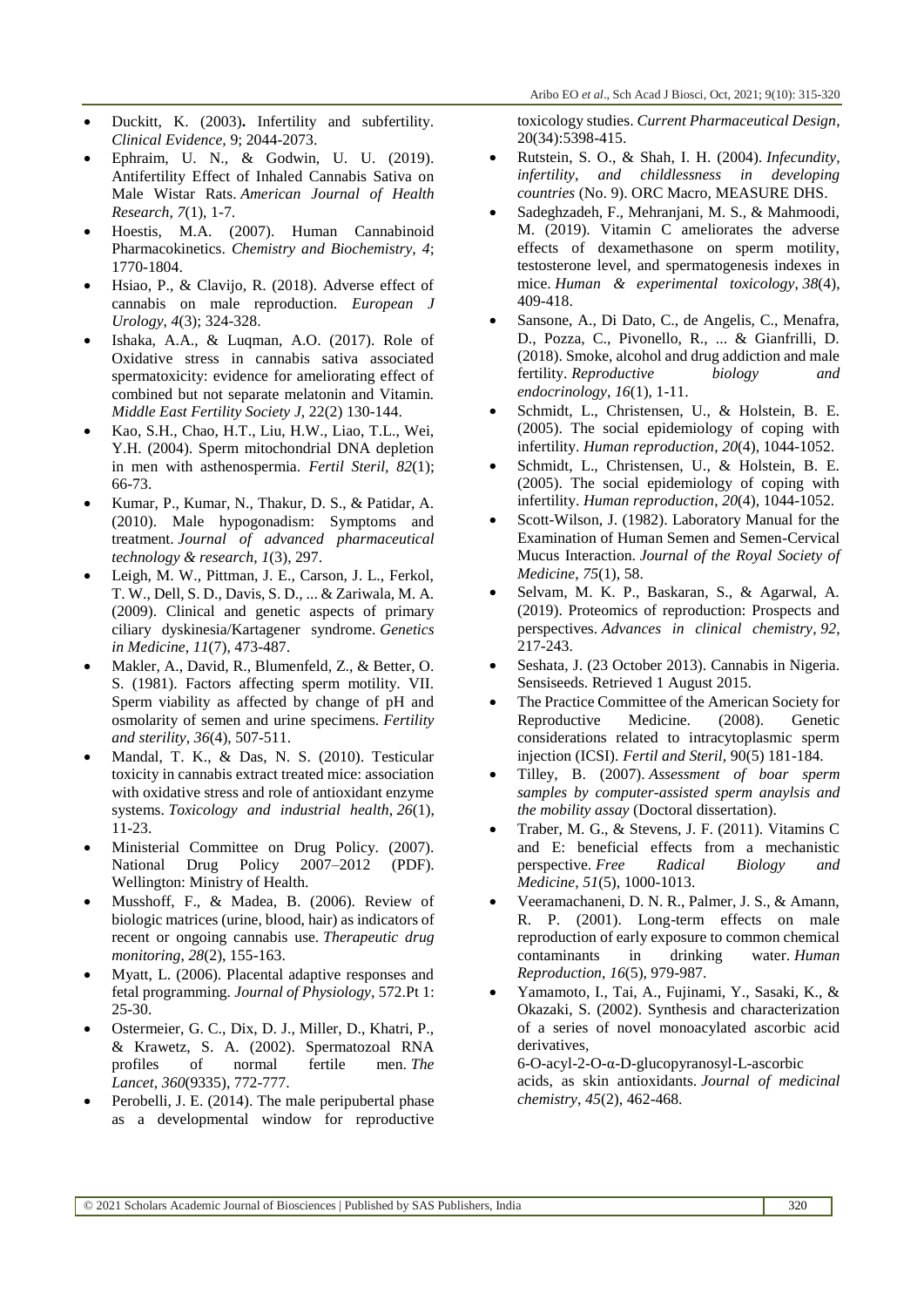- Duckitt, K. (2003). Infertility and subfertility. *Clinical Evidence,* 9; 2044-2073.
- Ephraim, U. N., & Godwin, U. U. (2019). Antifertility Effect of Inhaled Cannabis Sativa on Male Wistar Rats. *American Journal of Health Research*, *7*(1), 1-7.
- Hoestis, M.A. (2007). Human Cannabinoid Pharmacokinetics. *Chemistry and Biochemistry, 4*; 1770-1804.
- Hsiao, P., & Clavijo, R. (2018). Adverse effect of cannabis on male reproduction. *European J Urology*, *4*(3); 324-328.
- Ishaka, A.A., & Luqman, A.O. (2017). Role of Oxidative stress in cannabis sativa associated spermatoxicity: evidence for ameliorating effect of combined but not separate melatonin and Vitamin. *Middle East Fertility Society J,* 22(2) 130-144.
- Kao, S.H., Chao, H.T., Liu, H.W., Liao, T.L., Wei, Y.H. (2004). Sperm mitochondrial DNA depletion in men with asthenospermia. *Fertil Steril, 82*(1); 66-73.
- Kumar, P., Kumar, N., Thakur, D. S., & Patidar, A. (2010). Male hypogonadism: Symptoms and treatment. *Journal of advanced pharmaceutical technology & research*, *1*(3), 297.
- Leigh, M. W., Pittman, J. E., Carson, J. L., Ferkol, T. W., Dell, S. D., Davis, S. D., ... & Zariwala, M. A. (2009). Clinical and genetic aspects of primary ciliary dyskinesia/Kartagener syndrome. *Genetics in Medicine*, *11*(7), 473-487.
- Makler, A., David, R., Blumenfeld, Z., & Better, O. S. (1981). Factors affecting sperm motility. VII. Sperm viability as affected by change of pH and osmolarity of semen and urine specimens. *Fertility and sterility*, *36*(4), 507-511.
- Mandal, T. K., & Das, N. S. (2010). Testicular toxicity in cannabis extract treated mice: association with oxidative stress and role of antioxidant enzyme systems. *Toxicology and industrial health*, *26*(1), 11-23.
- Ministerial Committee on Drug Policy. (2007). National Drug Policy 2007–2012 (PDF). Wellington: Ministry of Health.
- Musshoff, F., & Madea, B. (2006). Review of biologic matrices (urine, blood, hair) as indicators of recent or ongoing cannabis use. *Therapeutic drug monitoring*, *28*(2), 155-163.
- Myatt, L. (2006). Placental adaptive responses and fetal programming. *Journal of Physiology*, 572.Pt 1: 25-30.
- Ostermeier, G. C., Dix, D. J., Miller, D., Khatri, P., & Krawetz, S. A. (2002). Spermatozoal RNA profiles of normal fertile men. *The Lancet*, *360*(9335), 772-777.
- Perobelli, J. E. (2014). The male peripubertal phase as a developmental window for reproductive toxicology studies. *Current Pharmaceutical Design*, 20(34):5398-415.
- Rutstein, S. O., & Shah, I. H. (2004). *Infecundity, infertility, and childlessness in developing countries* (No. 9). ORC Macro, MEASURE DHS.
- Sadeghzadeh, F., Mehranjani, M. S., & Mahmoodi, M. (2019). Vitamin C ameliorates the adverse effects of dexamethasone on sperm motility, testosterone level, and spermatogenesis indexes in mice. *Human & experimental toxicology*, *38*(4), 409-418.
- Sansone, A., Di Dato, C., de Angelis, C., Menafra, D., Pozza, C., Pivonello, R., ... & Gianfrilli, D. (2018). Smoke, alcohol and drug addiction and male fertility. *Reproductive biology and endocrinology*, *16*(1), 1-11.
- Schmidt, L., Christensen, U., & Holstein, B. E. (2005). The social epidemiology of coping with infertility. *Human reproduction*, *20*(4), 1044-1052.
- Schmidt, L., Christensen, U., & Holstein, B. E. (2005). The social epidemiology of coping with infertility. *Human reproduction*, *20*(4), 1044-1052.
- Scott-Wilson, J. (1982). Laboratory Manual for the Examination of Human Semen and Semen-Cervical Mucus Interaction. *Journal of the Royal Society of Medicine*, *75*(1), 58.
- Selvam, M. K. P., Baskaran, S., & Agarwal, A. (2019). Proteomics of reproduction: Prospects and perspectives. *Advances in clinical chemistry*, *92*, 217-243.
- Seshata, J. (23 October 2013). Cannabis in Nigeria. Sensiseeds. Retrieved 1 August 2015.
- The Practice Committee of the American Society for Reproductive Medicine. (2008). Genetic considerations related to intracytoplasmic sperm injection (ICSI). *Fertil and Steril,* 90(5) 181-184.
- Tilley, B. (2007). *Assessment of boar sperm samples by computer-assisted sperm anaylsis and the mobility assay* (Doctoral dissertation).
- Traber, M. G., & Stevens, J. F. (2011). Vitamins C and E: beneficial effects from a mechanistic perspective. *Free Radical Biology and Medicine*, *51*(5), 1000-1013.
- Veeramachaneni, D. N. R., Palmer, J. S., & Amann, R. P. (2001). Long-term effects on male reproduction of early exposure to common chemical contaminants in drinking water. *Human Reproduction*, *16*(5), 979-987.
- Yamamoto, I., Tai, A., Fujinami, Y., Sasaki, K., & Okazaki, S. (2002). Synthesis and characterization of a series of novel monoacylated ascorbic acid derivatives, 6-O-acyl-2-O-α-D-glucopyranosyl-L-ascorbic acids, as skin antioxidants. *Journal of medicinal chemistry*, *45*(2), 462-468.